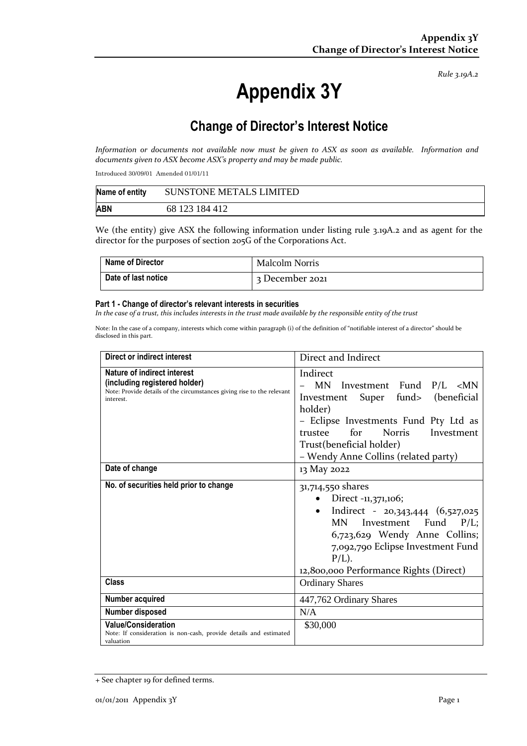*Rule 3.19A.2*

# Appendix 3Y

## Change of Director's Interest Notice

*Information or documents not available now must be given to ASX as soon as available. Information and documents given to ASX become ASX's property and may be made public.*

Introduced 30/09/01 Amended 01/01/11

| Name of entity | SUNSTONE METALS LIMITED |
|---|---|
| **ABN** | 68 123 184 412 |

We (the entity) give ASX the following information under listing rule 3.19A.2 and as agent for the director for the purposes of section 205G of the Corporations Act.

| Name of Director | Malcolm Norris |
|---|---|
| **Date of last notice** | 3 December 2021 |

#### Part 1 - Change of director's relevant interests in securities

*In the case of a trust, this includes interests in the trust made available by the responsible entity of the trust*

Note: In the case of a company, interests which come within paragraph (i) of the definition of "notifiable interest of a director" should be disclosed in this part.

| Direct or indirect interest | Direct and Indirect |
|---|---|
| **Nature of indirect interest (including registered holder)**<br>Note: Provide details of the circumstances giving rise to the relevant interest. | Indirect<br>– MN Investment Fund P/L <MN Investment Super fund> (beneficial holder)<br>– Eclipse Investments Fund Pty Ltd as trustee for Norris Investment Trust(beneficial holder)<br>– Wendy Anne Collins (related party) |
| **Date of change** | 13 May 2022 |
| **No. of securities held prior to change** | 31,714,550 shares<br>• Direct -11,371,106;<br>• Indirect - 20,343,444 (6,527,025 MN Investment Fund P/L; 6,723,629 Wendy Anne Collins; 7,092,790 Eclipse Investment Fund P/L).<br>12,800,000 Performance Rights (Direct) |
| **Class** | Ordinary Shares |
| **Number acquired** | 447,762 Ordinary Shares |
| **Number disposed** | N/A |
| **Value/Consideration**<br>Note: If consideration is non-cash, provide details and estimated valuation | $30,000 |

+ See chapter 19 for defined terms.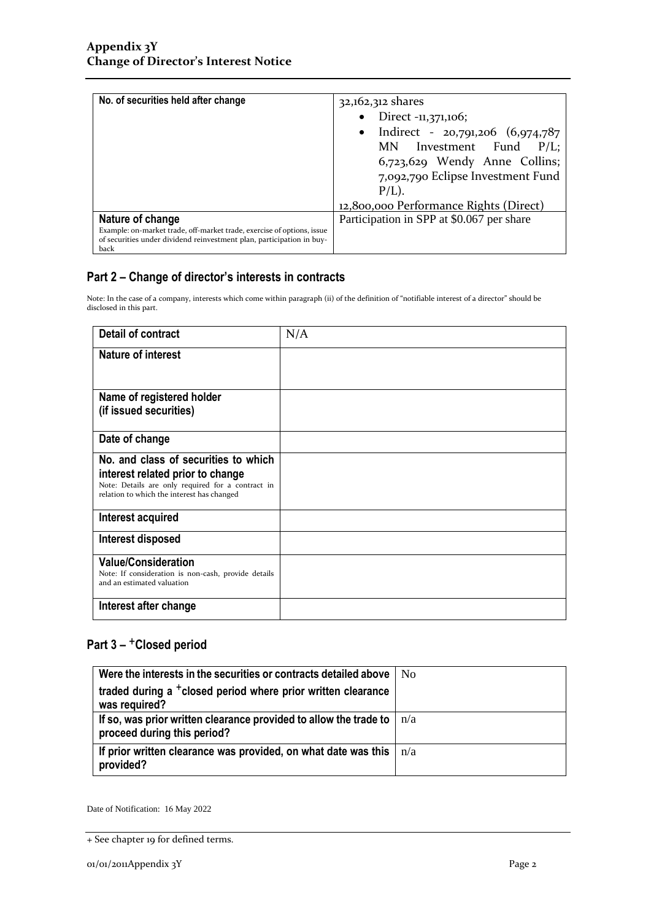| No. of securities held after change | 32,162,312 shares<br>• Direct -11,371,106;<br>• Indirect - 20,791,206 (6,974,787 MN Investment Fund P/L; 6,723,629 Wendy Anne Collins; 7,092,790 Eclipse Investment Fund P/L).<br>12,800,000 Performance Rights (Direct) |
|---|---|
| **Nature of change**<br>Example: on-market trade, off-market trade, exercise of options, issue of securities under dividend reinvestment plan, participation in buy-back | Participation in SPP at $0.067 per share |

## Part 2 – Change of director's interests in contracts

Note: In the case of a company, interests which come within paragraph (ii) of the definition of "notifiable interest of a director" should be disclosed in this part.

| Detail of contract | N/A |
|---|---|
| **Nature of interest** | |
| **Name of registered holder (if issued securities)** | |
| **Date of change** | |
| **No. and class of securities to which interest related prior to change**<br>Note: Details are only required for a contract in relation to which the interest has changed | |
| **Interest acquired** | |
| **Interest disposed** | |
| **Value/Consideration**<br>Note: If consideration is non-cash, provide details and an estimated valuation | |
| **Interest after change** | |

## Part 3 – +Closed period

| Were the interests in the securities or contracts detailed above traded during a +closed period where prior written clearance was required? | No |
|---|---|
| **If so, was prior written clearance provided to allow the trade to proceed during this period?** | n/a |
| **If prior written clearance was provided, on what date was this provided?** | n/a |

Date of Notification: 16 May 2022

+ See chapter 19 for defined terms.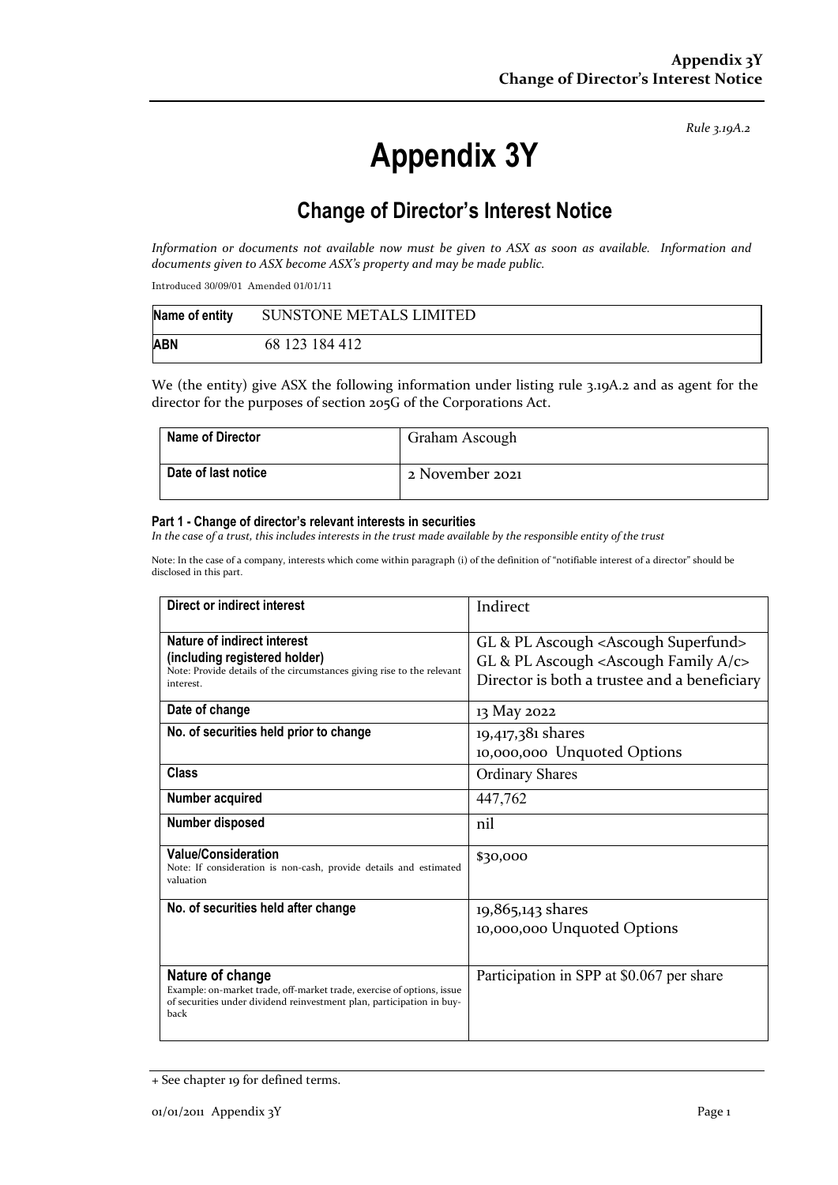Rule 3.19A.2

# Appendix 3Y

## Change of Director's Interest Notice

*Information or documents not available now must be given to ASX as soon as available. Information and documents given to ASX become ASX's property and may be made public.*

Introduced 30/09/01 Amended 01/01/11

| Name of entity | SUNSTONE METALS LIMITED |
|---|---|
| ABN | 68 123 184 412 |

We (the entity) give ASX the following information under listing rule 3.19A.2 and as agent for the director for the purposes of section 205G of the Corporations Act.

| Name of Director | Graham Ascough |
|---|---|
| Date of last notice | 2 November 2021 |

### Part 1 - Change of director's relevant interests in securities

*In the case of a trust, this includes interests in the trust made available by the responsible entity of the trust*

Note: In the case of a company, interests which come within paragraph (i) of the definition of "notifiable interest of a director" should be disclosed in this part.

| Direct or indirect interest | Indirect |
|---|---|
| **Nature of indirect interest (including registered holder)**<br>Note: Provide details of the circumstances giving rise to the relevant interest. | GL & PL Ascough <Ascough Superfund><br>GL & PL Ascough <Ascough Family A/c><br>Director is both a trustee and a beneficiary |
| **Date of change** | 13 May 2022 |
| **No. of securities held prior to change** | 19,417,381 shares<br>10,000,000 Unquoted Options |
| **Class** | Ordinary Shares |
| **Number acquired** | 447,762 |
| **Number disposed** | nil |
| **Value/Consideration**<br>Note: If consideration is non-cash, provide details and estimated valuation | $30,000 |
| **No. of securities held after change** | 19,865,143 shares<br>10,000,000 Unquoted Options |
| **Nature of change**<br>Example: on-market trade, off-market trade, exercise of options, issue of securities under dividend reinvestment plan, participation in buy-back | Participation in SPP at $0.067 per share |

+ See chapter 19 for defined terms.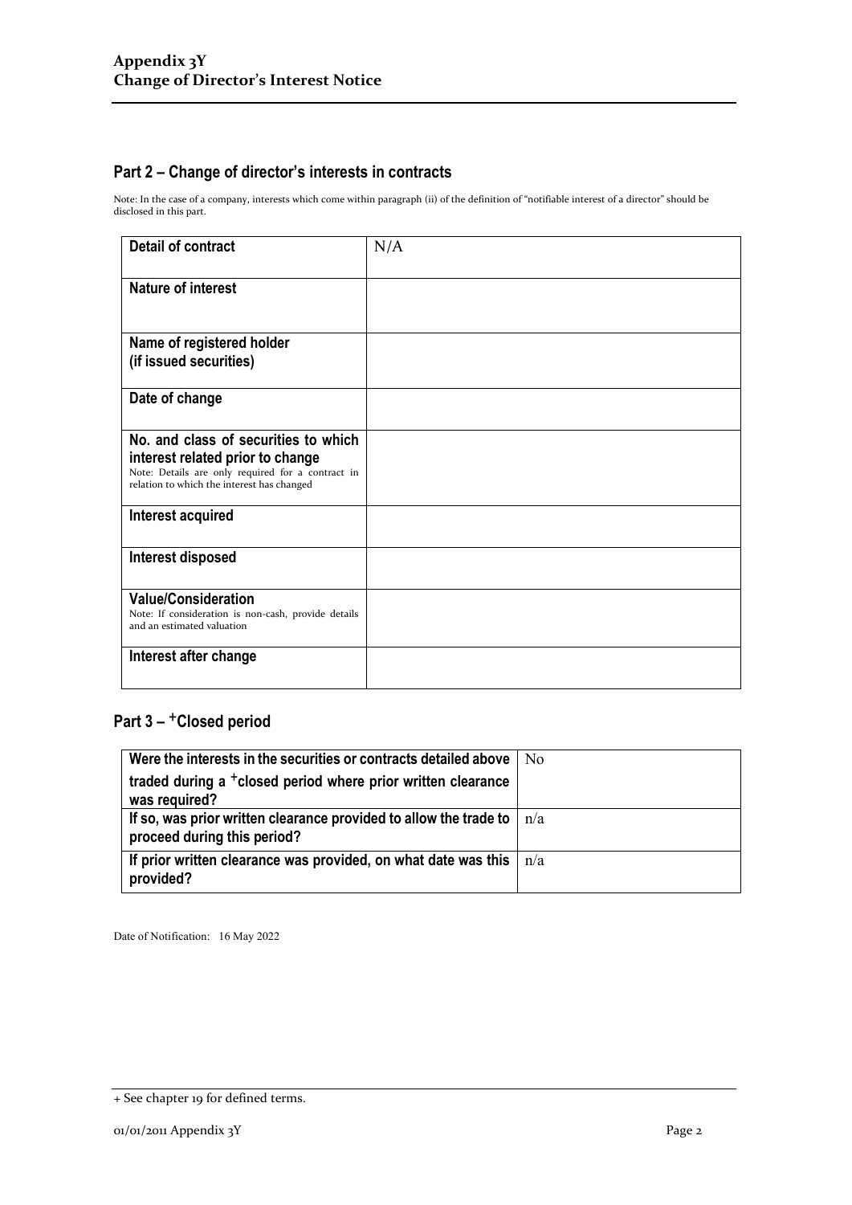## Part 2 – Change of director's interests in contracts

Note: In the case of a company, interests which come within paragraph (ii) of the definition of "notifiable interest of a director" should be disclosed in this part.

| | |
|---|---|
| **Detail of contract** | N/A |
| **Nature of interest** | |
| **Name of registered holder (if issued securities)** | |
| **Date of change** | |
| **No. and class of securities to which interest related prior to change** Note: Details are only required for a contract in relation to which the interest has changed | |
| **Interest acquired** | |
| **Interest disposed** | |
| **Value/Consideration** Note: If consideration is non-cash, provide details and an estimated valuation | |
| **Interest after change** | |

## Part 3 – +Closed period

| | |
|---|---|
| **Were the interests in the securities or contracts detailed above traded during a +closed period where prior written clearance was required?** | No |
| **If so, was prior written clearance provided to allow the trade to proceed during this period?** | n/a |
| **If prior written clearance was provided, on what date was this provided?** | n/a |

Date of Notification: 16 May 2022

+ See chapter 19 for defined terms.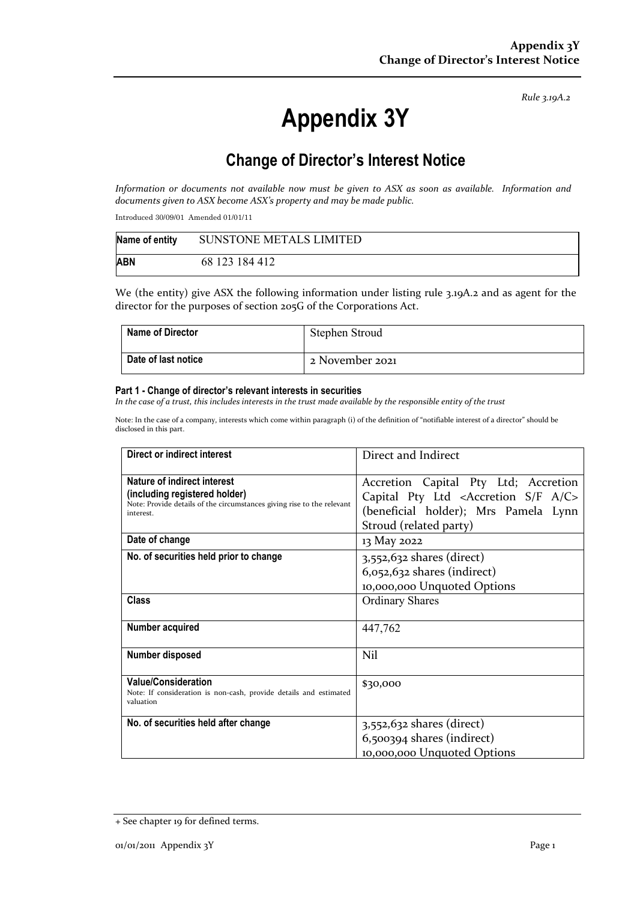*Rule 3.19A.2*

# Appendix 3Y

## Change of Director's Interest Notice

*Information or documents not available now must be given to ASX as soon as available. Information and documents given to ASX become ASX's property and may be made public.*

Introduced 30/09/01 Amended 01/01/11

| **Name of entity** | SUNSTONE METALS LIMITED |
|---|---|
| **ABN** | 68 123 184 412 |

We (the entity) give ASX the following information under listing rule 3.19A.2 and as agent for the director for the purposes of section 205G of the Corporations Act.

| **Name of Director** | Stephen Stroud |
|---|---|
| **Date of last notice** | 2 November 2021 |

#### Part 1 - Change of director's relevant interests in securities

*In the case of a trust, this includes interests in the trust made available by the responsible entity of the trust*

Note: In the case of a company, interests which come within paragraph (i) of the definition of "notifiable interest of a director" should be disclosed in this part.

| **Direct or indirect interest** | Direct and Indirect |
|---|---|
| **Nature of indirect interest (including registered holder)**<br>Note: Provide details of the circumstances giving rise to the relevant interest. | Accretion Capital Pty Ltd; Accretion Capital Pty Ltd <Accretion S/F A/C> (beneficial holder); Mrs Pamela Lynn Stroud (related party) |
| **Date of change** | 13 May 2022 |
| **No. of securities held prior to change** | 3,552,632 shares (direct)<br>6,052,632 shares (indirect)<br>10,000,000 Unquoted Options |
| **Class** | Ordinary Shares |
| **Number acquired** | 447,762 |
| **Number disposed** | Nil |
| **Value/Consideration**<br>Note: If consideration is non-cash, provide details and estimated valuation | $30,000 |
| **No. of securities held after change** | 3,552,632 shares (direct)<br>6,500394 shares (indirect)<br>10,000,000 Unquoted Options |

+ See chapter 19 for defined terms.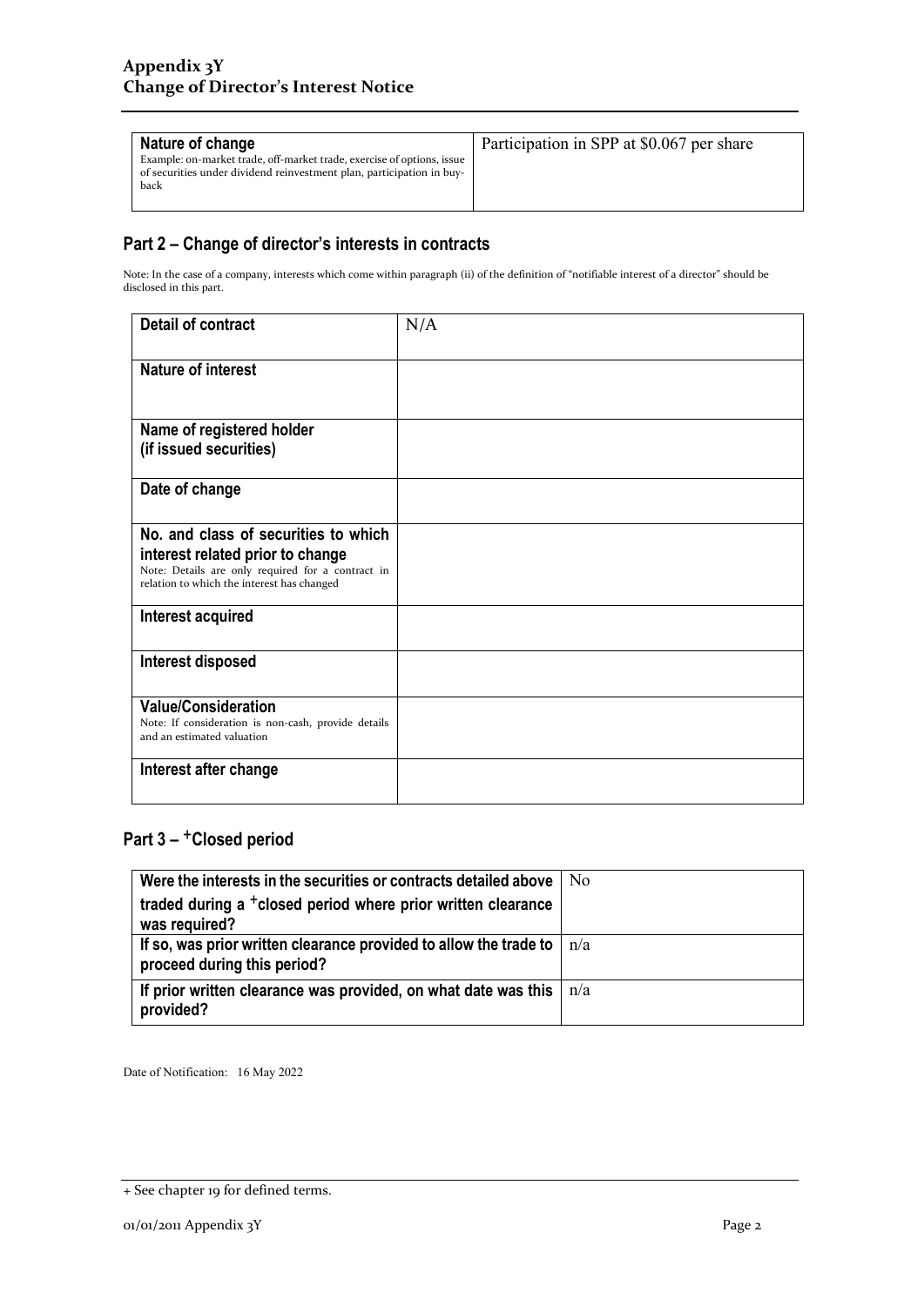| | |
|---|---|
| **Nature of change**<br>Example: on-market trade, off-market trade, exercise of options, issue of securities under dividend reinvestment plan, participation in buy-back | Participation in SPP at $0.067 per share |

## Part 2 – Change of director's interests in contracts

Note: In the case of a company, interests which come within paragraph (ii) of the definition of "notifiable interest of a director" should be disclosed in this part.

| | |
|---|---|
| **Detail of contract** | N/A |
| **Nature of interest** | |
| **Name of registered holder (if issued securities)** | |
| **Date of change** | |
| **No. and class of securities to which interest related prior to change**<br>Note: Details are only required for a contract in relation to which the interest has changed | |
| **Interest acquired** | |
| **Interest disposed** | |
| **Value/Consideration**<br>Note: If consideration is non-cash, provide details and an estimated valuation | |
| **Interest after change** | |

## Part 3 – +Closed period

| | |
|---|---|
| **Were the interests in the securities or contracts detailed above traded during a +closed period where prior written clearance was required?** | No |
| **If so, was prior written clearance provided to allow the trade to proceed during this period?** | n/a |
| **If prior written clearance was provided, on what date was this provided?** | n/a |

Date of Notification: 16 May 2022

+ See chapter 19 for defined terms.